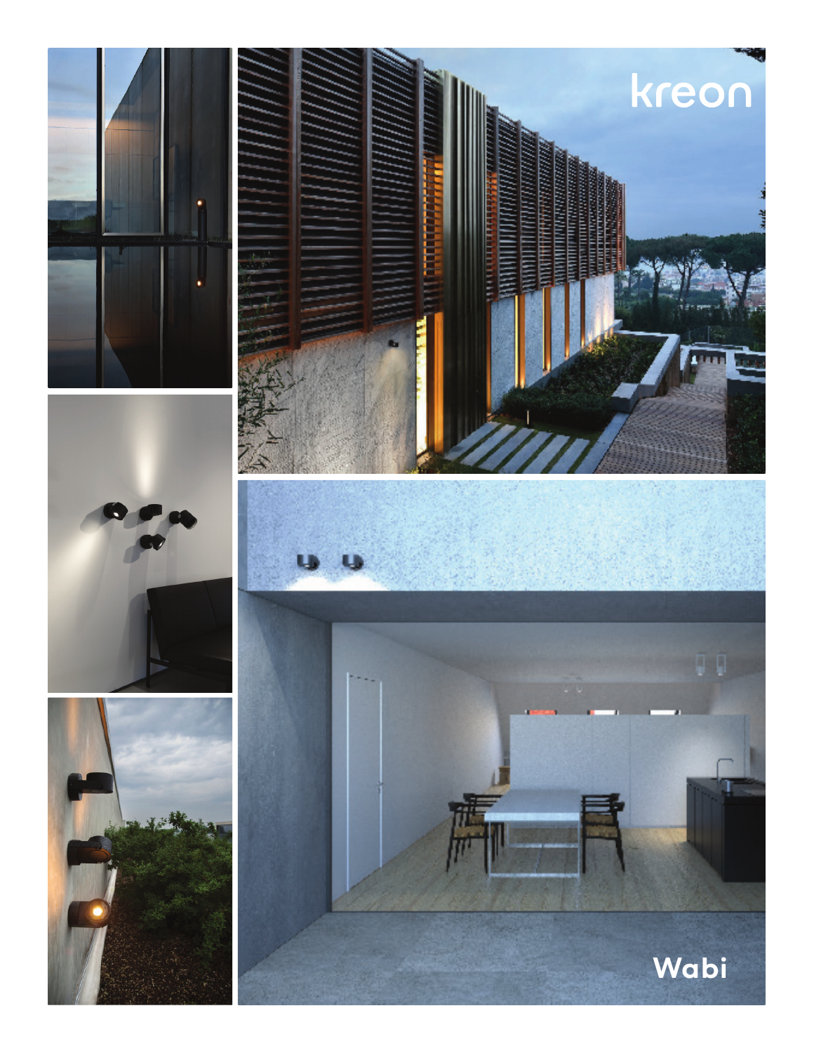kreon

# Wabi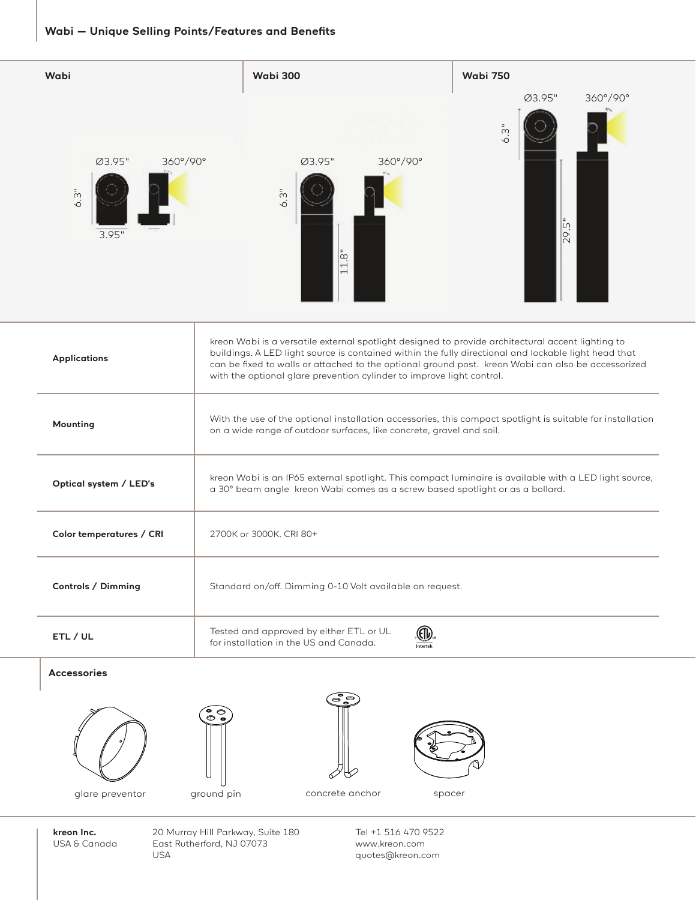## Wabi — Unique Selling Points/Features and Benefits

**Wabi**

Ø3.95"
360°/90°
6.3"
3.95"

**Wabi 300**

Ø3.95"
360°/90°
6.3"
11.8"

**Wabi 750**

Ø3.95"
360°/90°
6.3"
29.5"

| | |
|---|---|
| **Applications** | kreon Wabi is a versatile external spotlight designed to provide architectural accent lighting to buildings. A LED light source is contained within the fully directional and lockable light head that can be fixed to walls or attached to the optional ground post. kreon Wabi can also be accessorized with the optional glare prevention cylinder to improve light control. |
| **Mounting** | With the use of the optional installation accessories, this compact spotlight is suitable for installation on a wide range of outdoor surfaces, like concrete, gravel and soil. |
| **Optical system / LED's** | kreon Wabi is an IP65 external spotlight. This compact luminaire is available with a LED light source, a 30° beam angle kreon Wabi comes as a screw based spotlight or as a bollard. |
| **Color temperatures / CRI** | 2700K or 3000K. CRI 80+ |
| **Controls / Dimming** | Standard on/off. Dimming 0-10 Volt available on request. |
| **ETL / UL** | Tested and approved by either ETL or UL for installation in the US and Canada. |

### Accessories

glare preventor

ground pin

concrete anchor

spacer

**kreon Inc.**
USA & Canada

20 Murray Hill Parkway, Suite 180
East Rutherford, NJ 07073
USA

Tel +1 516 470 9522
www.kreon.com
quotes@kreon.com